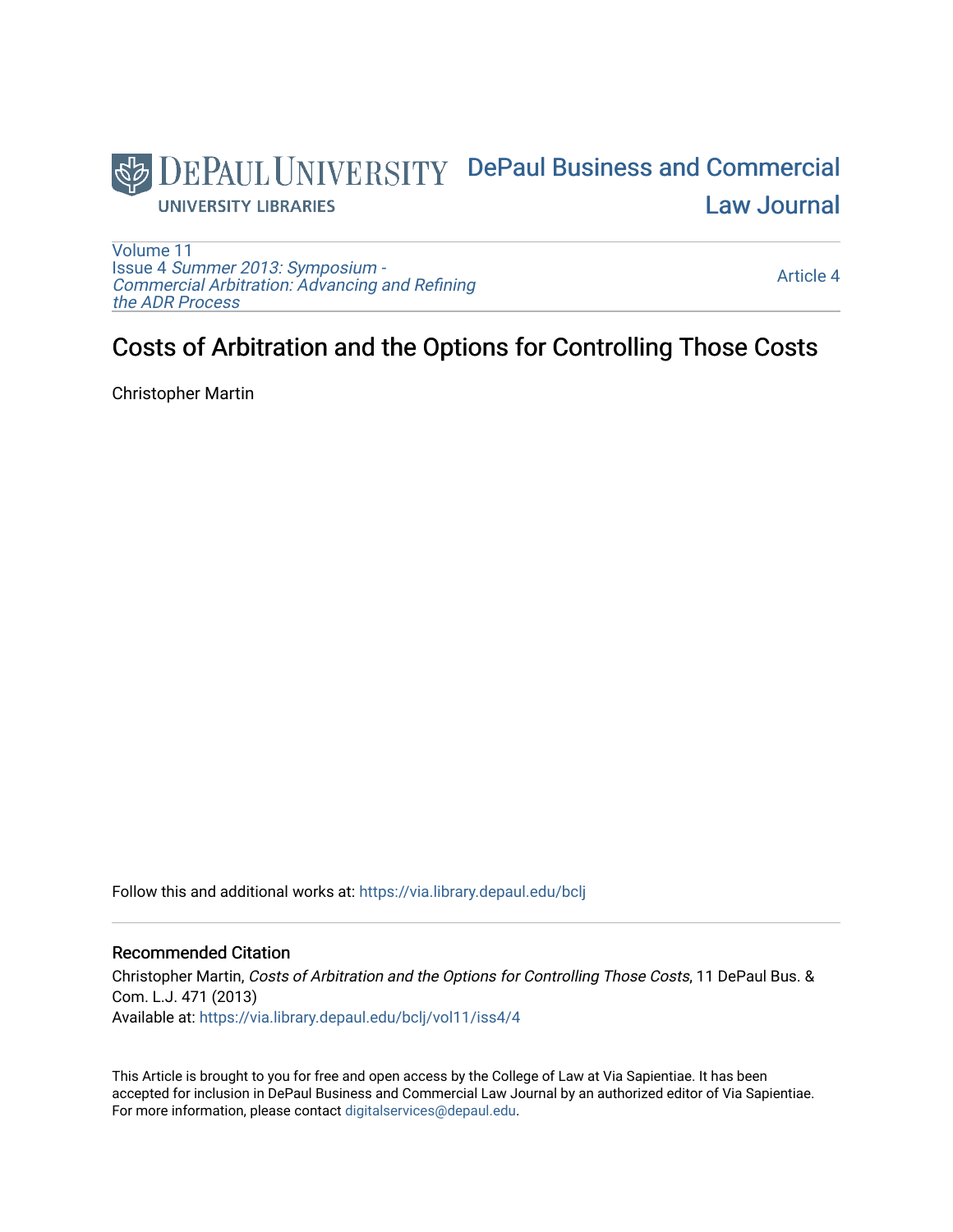DePaul University
UNIVERSITY LIBRARIES

DePaul Business and Commercial Law Journal

Volume 11
Issue 4 *Summer 2013: Symposium - Commercial Arbitration: Advancing and Refining the ADR Process*

Article 4

# Costs of Arbitration and the Options for Controlling Those Costs

Christopher Martin

Follow this and additional works at: https://via.library.depaul.edu/bclj

## Recommended Citation

Christopher Martin, *Costs of Arbitration and the Options for Controlling Those Costs*, 11 DePaul Bus. & Com. L.J. 471 (2013)
Available at: https://via.library.depaul.edu/bclj/vol11/iss4/4

This Article is brought to you for free and open access by the College of Law at Via Sapientiae. It has been accepted for inclusion in DePaul Business and Commercial Law Journal by an authorized editor of Via Sapientiae. For more information, please contact digitalservices@depaul.edu.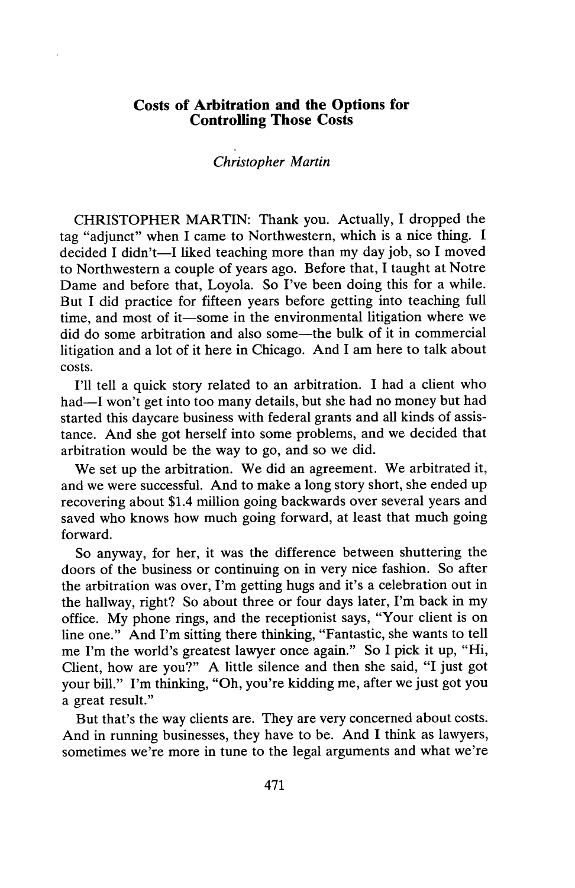## Costs of Arbitration and the Options for Controlling Those Costs

*Christopher Martin*

CHRISTOPHER MARTIN: Thank you. Actually, I dropped the tag "adjunct" when I came to Northwestern, which is a nice thing. I decided I didn't—I liked teaching more than my day job, so I moved to Northwestern a couple of years ago. Before that, I taught at Notre Dame and before that, Loyola. So I've been doing this for a while. But I did practice for fifteen years before getting into teaching full time, and most of it—some in the environmental litigation where we did do some arbitration and also some—the bulk of it in commercial litigation and a lot of it here in Chicago. And I am here to talk about costs.

I'll tell a quick story related to an arbitration. I had a client who had—I won't get into too many details, but she had no money but had started this daycare business with federal grants and all kinds of assistance. And she got herself into some problems, and we decided that arbitration would be the way to go, and so we did.

We set up the arbitration. We did an agreement. We arbitrated it, and we were successful. And to make a long story short, she ended up recovering about $1.4 million going backwards over several years and saved who knows how much going forward, at least that much going forward.

So anyway, for her, it was the difference between shuttering the doors of the business or continuing on in very nice fashion. So after the arbitration was over, I'm getting hugs and it's a celebration out in the hallway, right? So about three or four days later, I'm back in my office. My phone rings, and the receptionist says, "Your client is on line one." And I'm sitting there thinking, "Fantastic, she wants to tell me I'm the world's greatest lawyer once again." So I pick it up, "Hi, Client, how are you?" A little silence and then she said, "I just got your bill." I'm thinking, "Oh, you're kidding me, after we just got you a great result."

But that's the way clients are. They are very concerned about costs. And in running businesses, they have to be. And I think as lawyers, sometimes we're more in tune to the legal arguments and what we're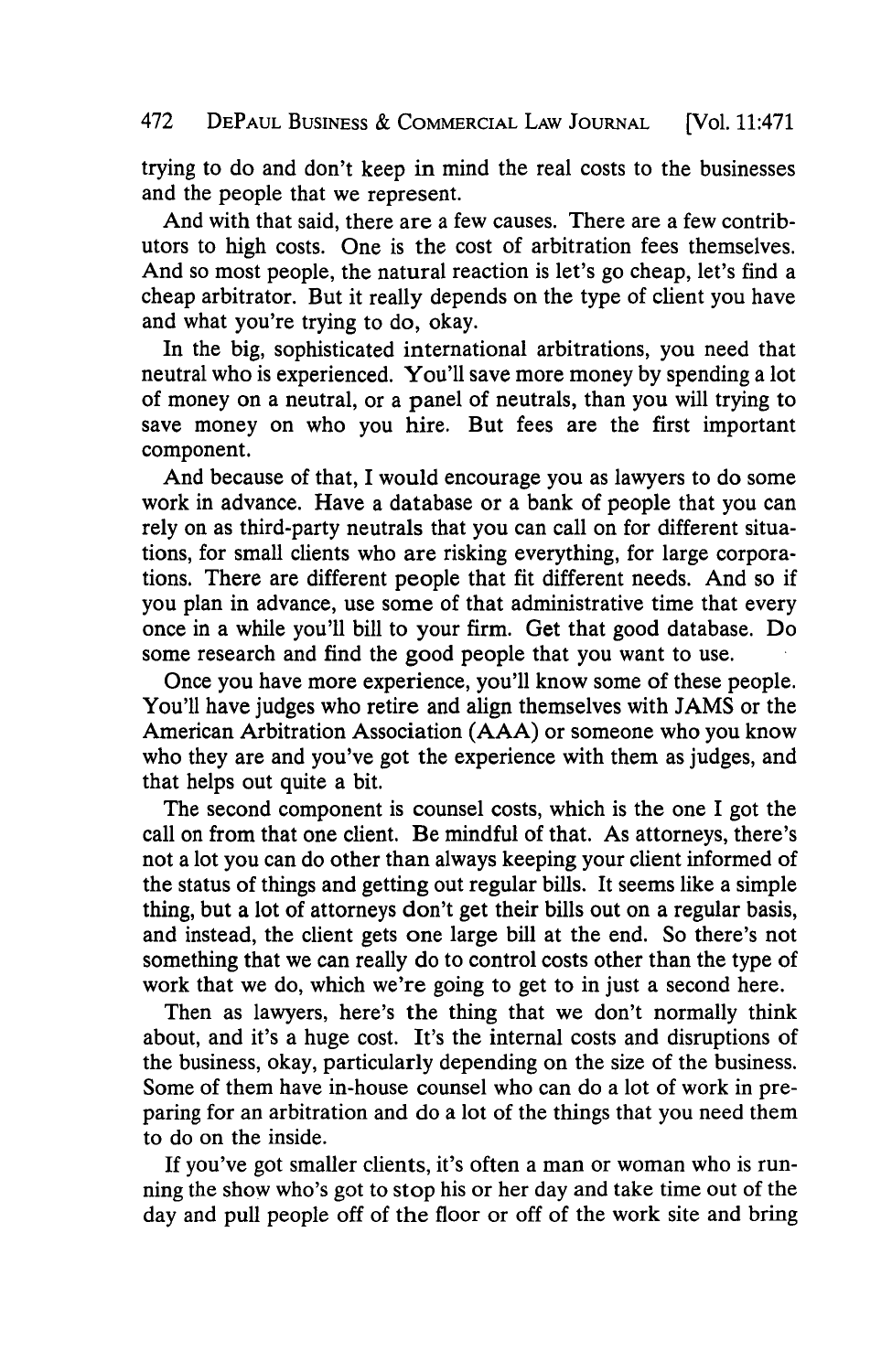trying to do and don't keep in mind the real costs to the businesses and the people that we represent.

And with that said, there are a few causes. There are a few contributors to high costs. One is the cost of arbitration fees themselves. And so most people, the natural reaction is let's go cheap, let's find a cheap arbitrator. But it really depends on the type of client you have and what you're trying to do, okay.

In the big, sophisticated international arbitrations, you need that neutral who is experienced. You'll save more money by spending a lot of money on a neutral, or a panel of neutrals, than you will trying to save money on who you hire. But fees are the first important component.

And because of that, I would encourage you as lawyers to do some work in advance. Have a database or a bank of people that you can rely on as third-party neutrals that you can call on for different situations, for small clients who are risking everything, for large corporations. There are different people that fit different needs. And so if you plan in advance, use some of that administrative time that every once in a while you'll bill to your firm. Get that good database. Do some research and find the good people that you want to use.

Once you have more experience, you'll know some of these people. You'll have judges who retire and align themselves with JAMS or the American Arbitration Association (AAA) or someone who you know who they are and you've got the experience with them as judges, and that helps out quite a bit.

The second component is counsel costs, which is the one I got the call on from that one client. Be mindful of that. As attorneys, there's not a lot you can do other than always keeping your client informed of the status of things and getting out regular bills. It seems like a simple thing, but a lot of attorneys don't get their bills out on a regular basis, and instead, the client gets one large bill at the end. So there's not something that we can really do to control costs other than the type of work that we do, which we're going to get to in just a second here.

Then as lawyers, here's the thing that we don't normally think about, and it's a huge cost. It's the internal costs and disruptions of the business, okay, particularly depending on the size of the business. Some of them have in-house counsel who can do a lot of work in preparing for an arbitration and do a lot of the things that you need them to do on the inside.

If you've got smaller clients, it's often a man or woman who is running the show who's got to stop his or her day and take time out of the day and pull people off of the floor or off of the work site and bring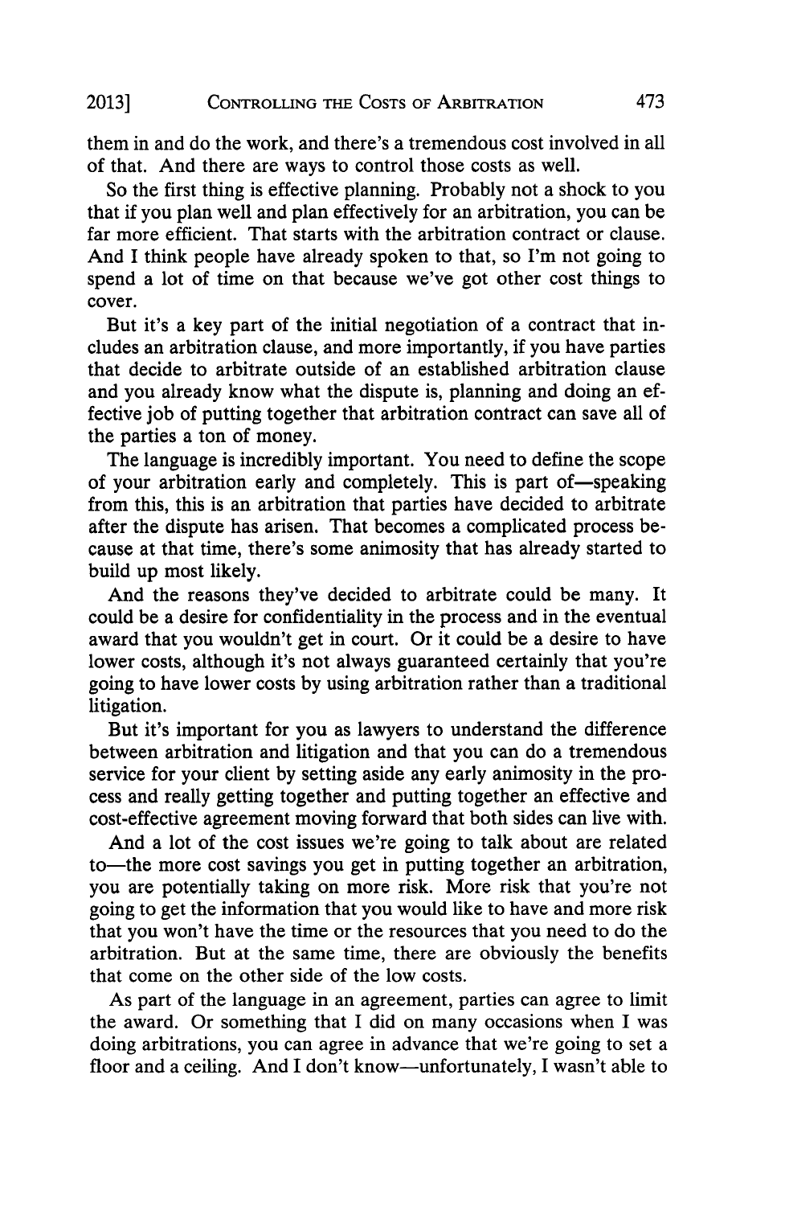them in and do the work, and there's a tremendous cost involved in all of that. And there are ways to control those costs as well.

So the first thing is effective planning. Probably not a shock to you that if you plan well and plan effectively for an arbitration, you can be far more efficient. That starts with the arbitration contract or clause. And I think people have already spoken to that, so I'm not going to spend a lot of time on that because we've got other cost things to cover.

But it's a key part of the initial negotiation of a contract that includes an arbitration clause, and more importantly, if you have parties that decide to arbitrate outside of an established arbitration clause and you already know what the dispute is, planning and doing an effective job of putting together that arbitration contract can save all of the parties a ton of money.

The language is incredibly important. You need to define the scope of your arbitration early and completely. This is part of—speaking from this, this is an arbitration that parties have decided to arbitrate after the dispute has arisen. That becomes a complicated process because at that time, there's some animosity that has already started to build up most likely.

And the reasons they've decided to arbitrate could be many. It could be a desire for confidentiality in the process and in the eventual award that you wouldn't get in court. Or it could be a desire to have lower costs, although it's not always guaranteed certainly that you're going to have lower costs by using arbitration rather than a traditional litigation.

But it's important for you as lawyers to understand the difference between arbitration and litigation and that you can do a tremendous service for your client by setting aside any early animosity in the process and really getting together and putting together an effective and cost-effective agreement moving forward that both sides can live with.

And a lot of the cost issues we're going to talk about are related to—the more cost savings you get in putting together an arbitration, you are potentially taking on more risk. More risk that you're not going to get the information that you would like to have and more risk that you won't have the time or the resources that you need to do the arbitration. But at the same time, there are obviously the benefits that come on the other side of the low costs.

As part of the language in an agreement, parties can agree to limit the award. Or something that I did on many occasions when I was doing arbitrations, you can agree in advance that we're going to set a floor and a ceiling. And I don't know—unfortunately, I wasn't able to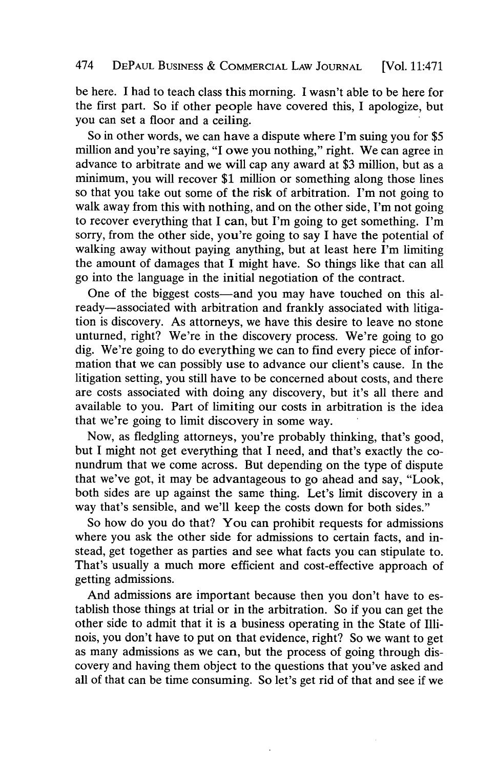be here. I had to teach class this morning. I wasn't able to be here for the first part. So if other people have covered this, I apologize, but you can set a floor and a ceiling.

So in other words, we can have a dispute where I'm suing you for $5 million and you're saying, "I owe you nothing," right. We can agree in advance to arbitrate and we will cap any award at $3 million, but as a minimum, you will recover $1 million or something along those lines so that you take out some of the risk of arbitration. I'm not going to walk away from this with nothing, and on the other side, I'm not going to recover everything that I can, but I'm going to get something. I'm sorry, from the other side, you're going to say I have the potential of walking away without paying anything, but at least here I'm limiting the amount of damages that I might have. So things like that can all go into the language in the initial negotiation of the contract.

One of the biggest costs—and you may have touched on this already—associated with arbitration and frankly associated with litigation is discovery. As attorneys, we have this desire to leave no stone unturned, right? We're in the discovery process. We're going to go dig. We're going to do everything we can to find every piece of information that we can possibly use to advance our client's cause. In the litigation setting, you still have to be concerned about costs, and there are costs associated with doing any discovery, but it's all there and available to you. Part of limiting our costs in arbitration is the idea that we're going to limit discovery in some way.

Now, as fledgling attorneys, you're probably thinking, that's good, but I might not get everything that I need, and that's exactly the conundrum that we come across. But depending on the type of dispute that we've got, it may be advantageous to go ahead and say, "Look, both sides are up against the same thing. Let's limit discovery in a way that's sensible, and we'll keep the costs down for both sides."

So how do you do that? You can prohibit requests for admissions where you ask the other side for admissions to certain facts, and instead, get together as parties and see what facts you can stipulate to. That's usually a much more efficient and cost-effective approach of getting admissions.

And admissions are important because then you don't have to establish those things at trial or in the arbitration. So if you can get the other side to admit that it is a business operating in the State of Illinois, you don't have to put on that evidence, right? So we want to get as many admissions as we can, but the process of going through discovery and having them object to the questions that you've asked and all of that can be time consuming. So let's get rid of that and see if we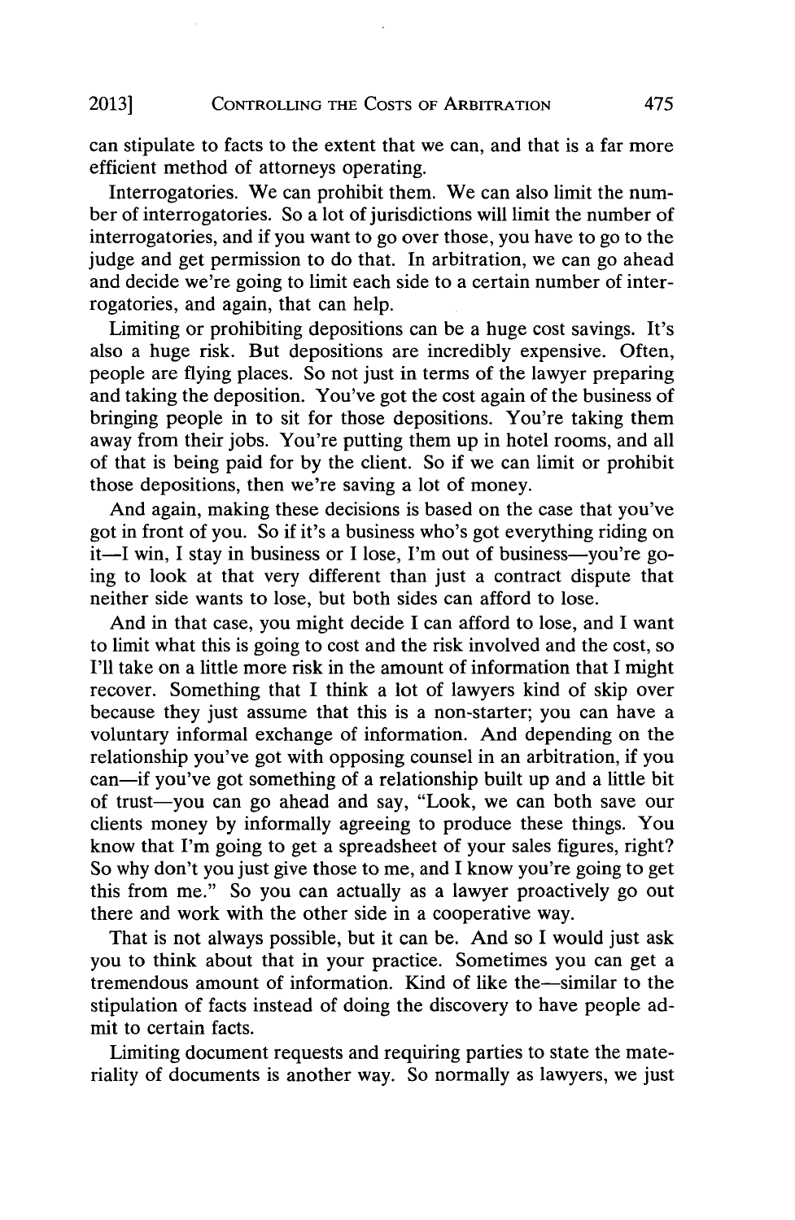can stipulate to facts to the extent that we can, and that is a far more efficient method of attorneys operating.

Interrogatories. We can prohibit them. We can also limit the number of interrogatories. So a lot of jurisdictions will limit the number of interrogatories, and if you want to go over those, you have to go to the judge and get permission to do that. In arbitration, we can go ahead and decide we're going to limit each side to a certain number of interrogatories, and again, that can help.

Limiting or prohibiting depositions can be a huge cost savings. It's also a huge risk. But depositions are incredibly expensive. Often, people are flying places. So not just in terms of the lawyer preparing and taking the deposition. You've got the cost again of the business of bringing people in to sit for those depositions. You're taking them away from their jobs. You're putting them up in hotel rooms, and all of that is being paid for by the client. So if we can limit or prohibit those depositions, then we're saving a lot of money.

And again, making these decisions is based on the case that you've got in front of you. So if it's a business who's got everything riding on it—I win, I stay in business or I lose, I'm out of business—you're going to look at that very different than just a contract dispute that neither side wants to lose, but both sides can afford to lose.

And in that case, you might decide I can afford to lose, and I want to limit what this is going to cost and the risk involved and the cost, so I'll take on a little more risk in the amount of information that I might recover. Something that I think a lot of lawyers kind of skip over because they just assume that this is a non-starter; you can have a voluntary informal exchange of information. And depending on the relationship you've got with opposing counsel in an arbitration, if you can—if you've got something of a relationship built up and a little bit of trust—you can go ahead and say, "Look, we can both save our clients money by informally agreeing to produce these things. You know that I'm going to get a spreadsheet of your sales figures, right? So why don't you just give those to me, and I know you're going to get this from me." So you can actually as a lawyer proactively go out there and work with the other side in a cooperative way.

That is not always possible, but it can be. And so I would just ask you to think about that in your practice. Sometimes you can get a tremendous amount of information. Kind of like the—similar to the stipulation of facts instead of doing the discovery to have people admit to certain facts.

Limiting document requests and requiring parties to state the materiality of documents is another way. So normally as lawyers, we just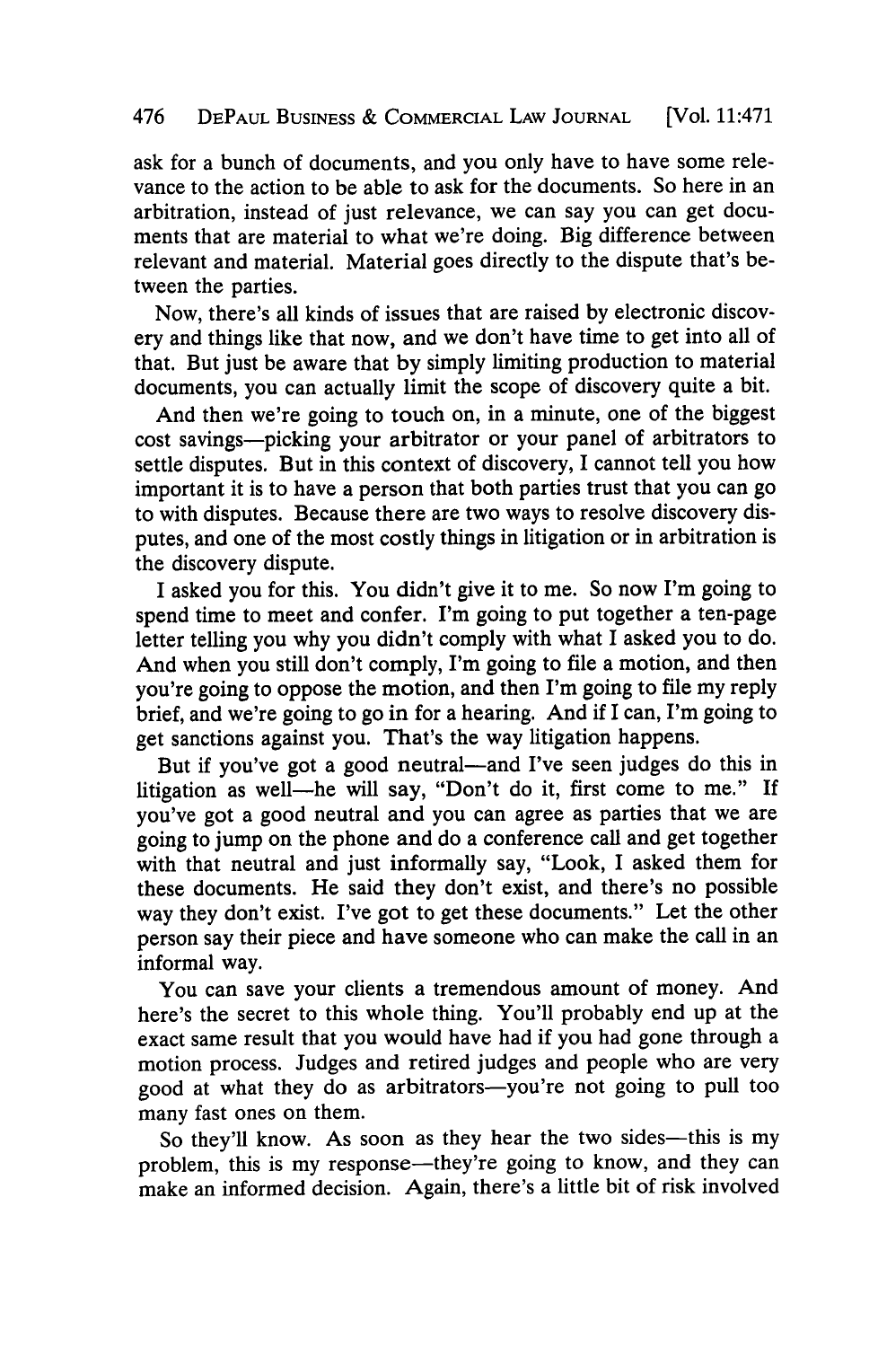ask for a bunch of documents, and you only have to have some relevance to the action to be able to ask for the documents. So here in an arbitration, instead of just relevance, we can say you can get documents that are material to what we're doing. Big difference between relevant and material. Material goes directly to the dispute that's between the parties.

Now, there's all kinds of issues that are raised by electronic discovery and things like that now, and we don't have time to get into all of that. But just be aware that by simply limiting production to material documents, you can actually limit the scope of discovery quite a bit.

And then we're going to touch on, in a minute, one of the biggest cost savings—picking your arbitrator or your panel of arbitrators to settle disputes. But in this context of discovery, I cannot tell you how important it is to have a person that both parties trust that you can go to with disputes. Because there are two ways to resolve discovery disputes, and one of the most costly things in litigation or in arbitration is the discovery dispute.

I asked you for this. You didn't give it to me. So now I'm going to spend time to meet and confer. I'm going to put together a ten-page letter telling you why you didn't comply with what I asked you to do. And when you still don't comply, I'm going to file a motion, and then you're going to oppose the motion, and then I'm going to file my reply brief, and we're going to go in for a hearing. And if I can, I'm going to get sanctions against you. That's the way litigation happens.

But if you've got a good neutral—and I've seen judges do this in litigation as well—he will say, "Don't do it, first come to me." If you've got a good neutral and you can agree as parties that we are going to jump on the phone and do a conference call and get together with that neutral and just informally say, "Look, I asked them for these documents. He said they don't exist, and there's no possible way they don't exist. I've got to get these documents." Let the other person say their piece and have someone who can make the call in an informal way.

You can save your clients a tremendous amount of money. And here's the secret to this whole thing. You'll probably end up at the exact same result that you would have had if you had gone through a motion process. Judges and retired judges and people who are very good at what they do as arbitrators—you're not going to pull too many fast ones on them.

So they'll know. As soon as they hear the two sides—this is my problem, this is my response—they're going to know, and they can make an informed decision. Again, there's a little bit of risk involved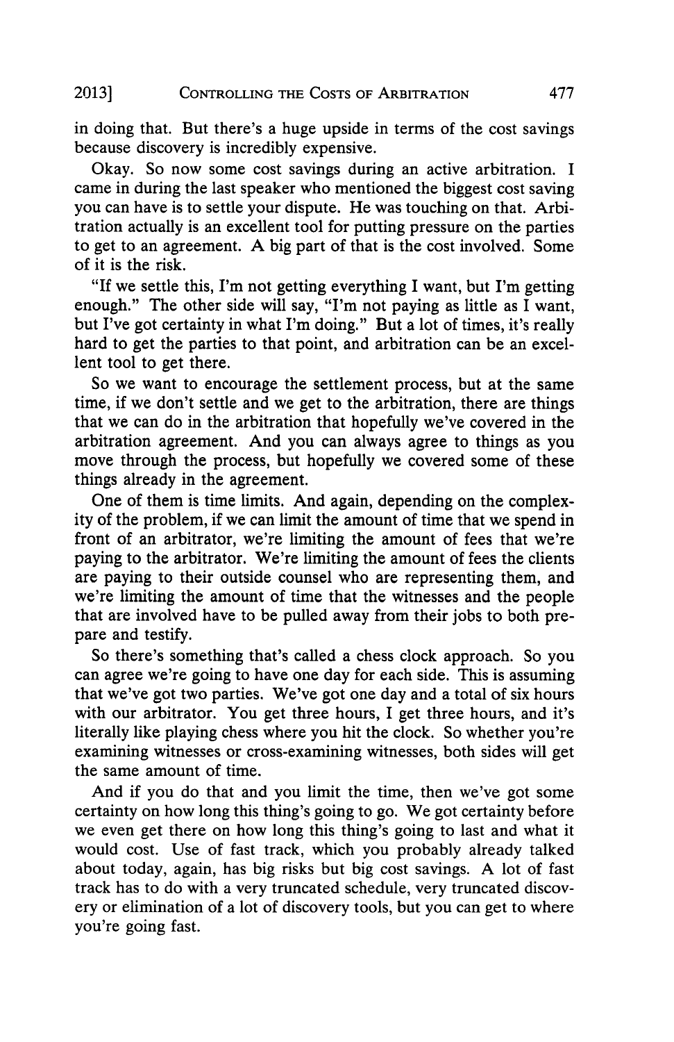in doing that. But there's a huge upside in terms of the cost savings because discovery is incredibly expensive.

Okay. So now some cost savings during an active arbitration. I came in during the last speaker who mentioned the biggest cost saving you can have is to settle your dispute. He was touching on that. Arbitration actually is an excellent tool for putting pressure on the parties to get to an agreement. A big part of that is the cost involved. Some of it is the risk.

"If we settle this, I'm not getting everything I want, but I'm getting enough." The other side will say, "I'm not paying as little as I want, but I've got certainty in what I'm doing." But a lot of times, it's really hard to get the parties to that point, and arbitration can be an excellent tool to get there.

So we want to encourage the settlement process, but at the same time, if we don't settle and we get to the arbitration, there are things that we can do in the arbitration that hopefully we've covered in the arbitration agreement. And you can always agree to things as you move through the process, but hopefully we covered some of these things already in the agreement.

One of them is time limits. And again, depending on the complexity of the problem, if we can limit the amount of time that we spend in front of an arbitrator, we're limiting the amount of fees that we're paying to the arbitrator. We're limiting the amount of fees the clients are paying to their outside counsel who are representing them, and we're limiting the amount of time that the witnesses and the people that are involved have to be pulled away from their jobs to both prepare and testify.

So there's something that's called a chess clock approach. So you can agree we're going to have one day for each side. This is assuming that we've got two parties. We've got one day and a total of six hours with our arbitrator. You get three hours, I get three hours, and it's literally like playing chess where you hit the clock. So whether you're examining witnesses or cross-examining witnesses, both sides will get the same amount of time.

And if you do that and you limit the time, then we've got some certainty on how long this thing's going to go. We got certainty before we even get there on how long this thing's going to last and what it would cost. Use of fast track, which you probably already talked about today, again, has big risks but big cost savings. A lot of fast track has to do with a very truncated schedule, very truncated discovery or elimination of a lot of discovery tools, but you can get to where you're going fast.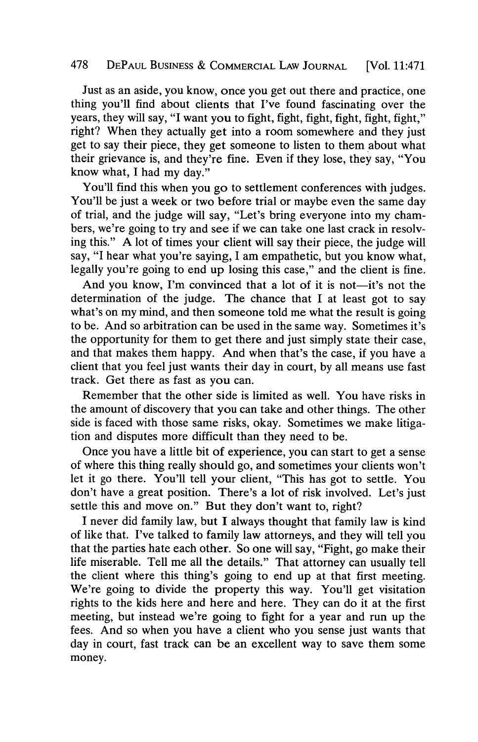Just as an aside, you know, once you get out there and practice, one thing you'll find about clients that I've found fascinating over the years, they will say, "I want you to fight, fight, fight, fight, fight, fight," right? When they actually get into a room somewhere and they just get to say their piece, they get someone to listen to them about what their grievance is, and they're fine. Even if they lose, they say, "You know what, I had my day."

You'll find this when you go to settlement conferences with judges. You'll be just a week or two before trial or maybe even the same day of trial, and the judge will say, "Let's bring everyone into my chambers, we're going to try and see if we can take one last crack in resolving this." A lot of times your client will say their piece, the judge will say, "I hear what you're saying, I am empathetic, but you know what, legally you're going to end up losing this case," and the client is fine.

And you know, I'm convinced that a lot of it is not—it's not the determination of the judge. The chance that I at least got to say what's on my mind, and then someone told me what the result is going to be. And so arbitration can be used in the same way. Sometimes it's the opportunity for them to get there and just simply state their case, and that makes them happy. And when that's the case, if you have a client that you feel just wants their day in court, by all means use fast track. Get there as fast as you can.

Remember that the other side is limited as well. You have risks in the amount of discovery that you can take and other things. The other side is faced with those same risks, okay. Sometimes we make litigation and disputes more difficult than they need to be.

Once you have a little bit of experience, you can start to get a sense of where this thing really should go, and sometimes your clients won't let it go there. You'll tell your client, "This has got to settle. You don't have a great position. There's a lot of risk involved. Let's just settle this and move on." But they don't want to, right?

I never did family law, but I always thought that family law is kind of like that. I've talked to family law attorneys, and they will tell you that the parties hate each other. So one will say, "Fight, go make their life miserable. Tell me all the details." That attorney can usually tell the client where this thing's going to end up at that first meeting. We're going to divide the property this way. You'll get visitation rights to the kids here and here and here. They can do it at the first meeting, but instead we're going to fight for a year and run up the fees. And so when you have a client who you sense just wants that day in court, fast track can be an excellent way to save them some money.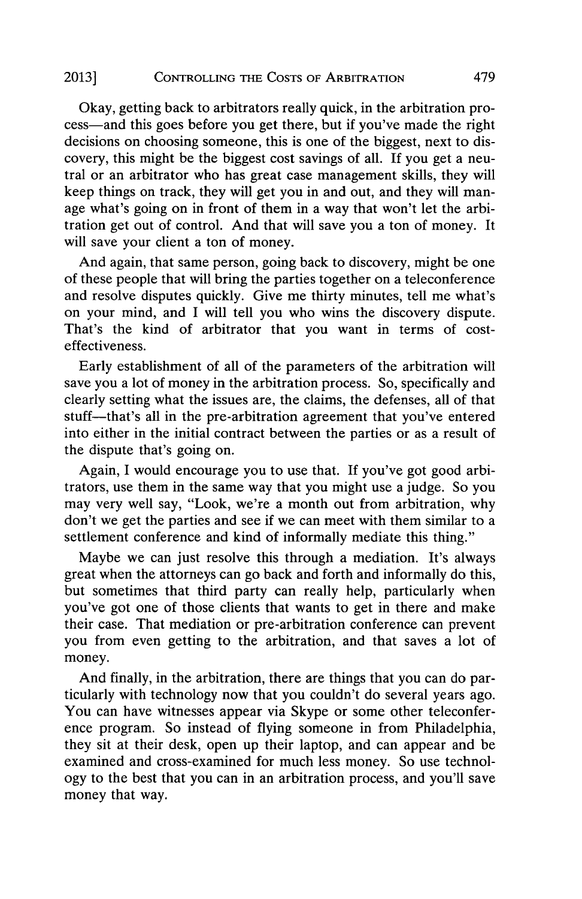Okay, getting back to arbitrators really quick, in the arbitration process—and this goes before you get there, but if you've made the right decisions on choosing someone, this is one of the biggest, next to discovery, this might be the biggest cost savings of all. If you get a neutral or an arbitrator who has great case management skills, they will keep things on track, they will get you in and out, and they will manage what's going on in front of them in a way that won't let the arbitration get out of control. And that will save you a ton of money. It will save your client a ton of money.

And again, that same person, going back to discovery, might be one of these people that will bring the parties together on a teleconference and resolve disputes quickly. Give me thirty minutes, tell me what's on your mind, and I will tell you who wins the discovery dispute. That's the kind of arbitrator that you want in terms of cost-effectiveness.

Early establishment of all of the parameters of the arbitration will save you a lot of money in the arbitration process. So, specifically and clearly setting what the issues are, the claims, the defenses, all of that stuff—that's all in the pre-arbitration agreement that you've entered into either in the initial contract between the parties or as a result of the dispute that's going on.

Again, I would encourage you to use that. If you've got good arbitrators, use them in the same way that you might use a judge. So you may very well say, "Look, we're a month out from arbitration, why don't we get the parties and see if we can meet with them similar to a settlement conference and kind of informally mediate this thing."

Maybe we can just resolve this through a mediation. It's always great when the attorneys can go back and forth and informally do this, but sometimes that third party can really help, particularly when you've got one of those clients that wants to get in there and make their case. That mediation or pre-arbitration conference can prevent you from even getting to the arbitration, and that saves a lot of money.

And finally, in the arbitration, there are things that you can do particularly with technology now that you couldn't do several years ago. You can have witnesses appear via Skype or some other teleconference program. So instead of flying someone in from Philadelphia, they sit at their desk, open up their laptop, and can appear and be examined and cross-examined for much less money. So use technology to the best that you can in an arbitration process, and you'll save money that way.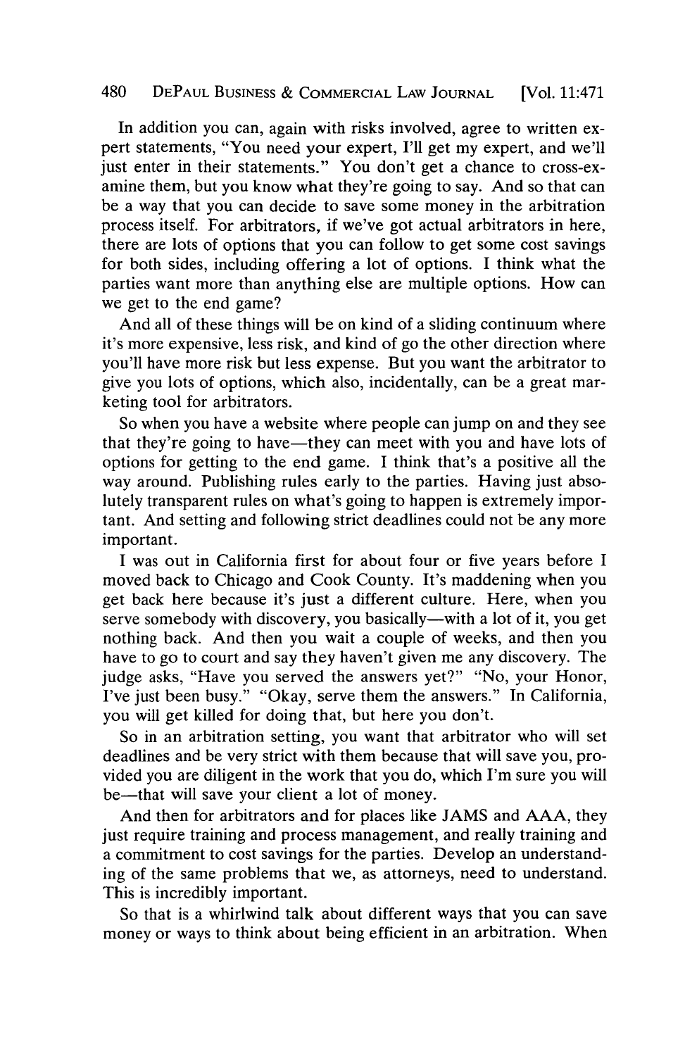In addition you can, again with risks involved, agree to written expert statements, "You need your expert, I'll get my expert, and we'll just enter in their statements." You don't get a chance to cross-examine them, but you know what they're going to say. And so that can be a way that you can decide to save some money in the arbitration process itself. For arbitrators, if we've got actual arbitrators in here, there are lots of options that you can follow to get some cost savings for both sides, including offering a lot of options. I think what the parties want more than anything else are multiple options. How can we get to the end game?

And all of these things will be on kind of a sliding continuum where it's more expensive, less risk, and kind of go the other direction where you'll have more risk but less expense. But you want the arbitrator to give you lots of options, which also, incidentally, can be a great marketing tool for arbitrators.

So when you have a website where people can jump on and they see that they're going to have—they can meet with you and have lots of options for getting to the end game. I think that's a positive all the way around. Publishing rules early to the parties. Having just absolutely transparent rules on what's going to happen is extremely important. And setting and following strict deadlines could not be any more important.

I was out in California first for about four or five years before I moved back to Chicago and Cook County. It's maddening when you get back here because it's just a different culture. Here, when you serve somebody with discovery, you basically—with a lot of it, you get nothing back. And then you wait a couple of weeks, and then you have to go to court and say they haven't given me any discovery. The judge asks, "Have you served the answers yet?" "No, your Honor, I've just been busy." "Okay, serve them the answers." In California, you will get killed for doing that, but here you don't.

So in an arbitration setting, you want that arbitrator who will set deadlines and be very strict with them because that will save you, provided you are diligent in the work that you do, which I'm sure you will be—that will save your client a lot of money.

And then for arbitrators and for places like JAMS and AAA, they just require training and process management, and really training and a commitment to cost savings for the parties. Develop an understanding of the same problems that we, as attorneys, need to understand. This is incredibly important.

So that is a whirlwind talk about different ways that you can save money or ways to think about being efficient in an arbitration. When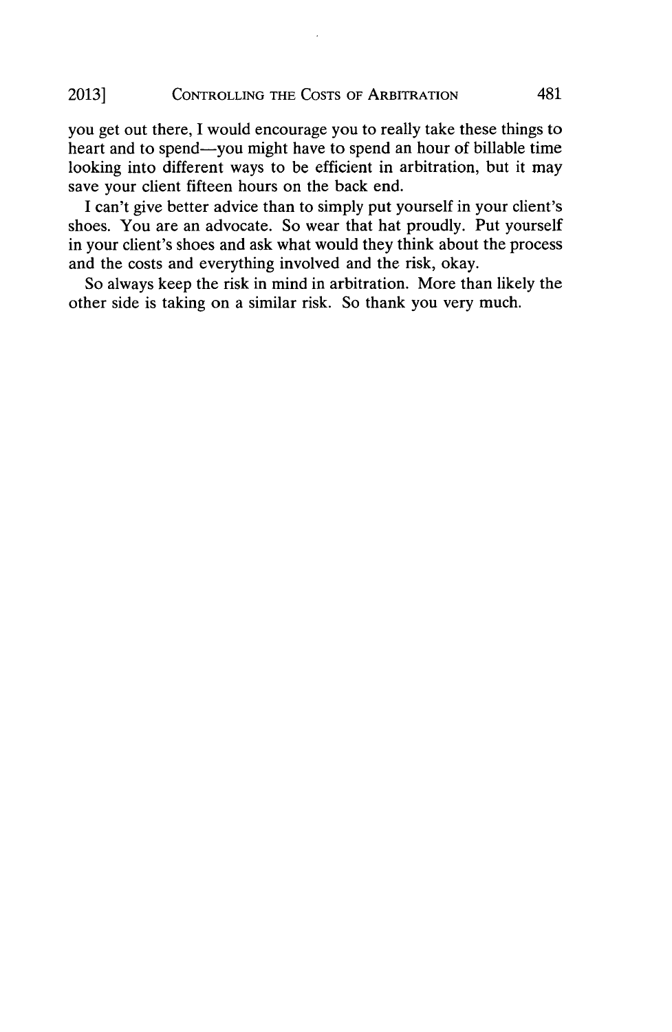you get out there, I would encourage you to really take these things to heart and to spend—you might have to spend an hour of billable time looking into different ways to be efficient in arbitration, but it may save your client fifteen hours on the back end.

I can't give better advice than to simply put yourself in your client's shoes. You are an advocate. So wear that hat proudly. Put yourself in your client's shoes and ask what would they think about the process and the costs and everything involved and the risk, okay.

So always keep the risk in mind in arbitration. More than likely the other side is taking on a similar risk. So thank you very much.